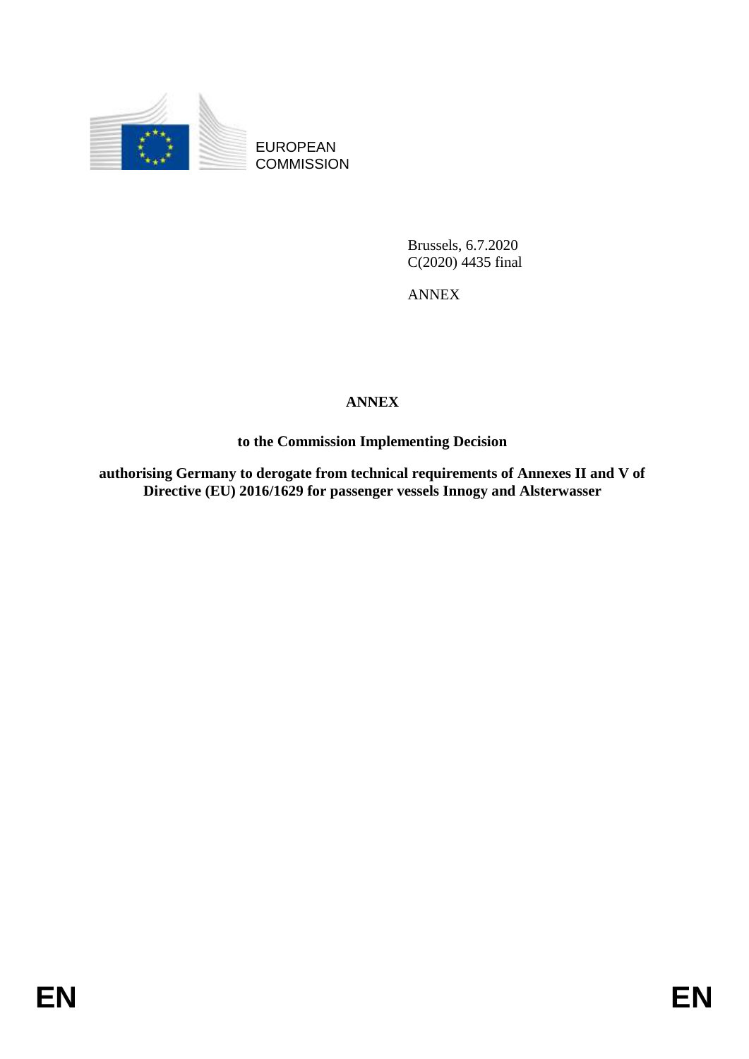EUROPEAN COMMISSION

Brussels, 6.7.2020
C(2020) 4435 final

ANNEX

**ANNEX**

**to the Commission Implementing Decision**

**authorising Germany to derogate from technical requirements of Annexes II and V of Directive (EU) 2016/1629 for passenger vessels Innogy and Alsterwasser**

EN EN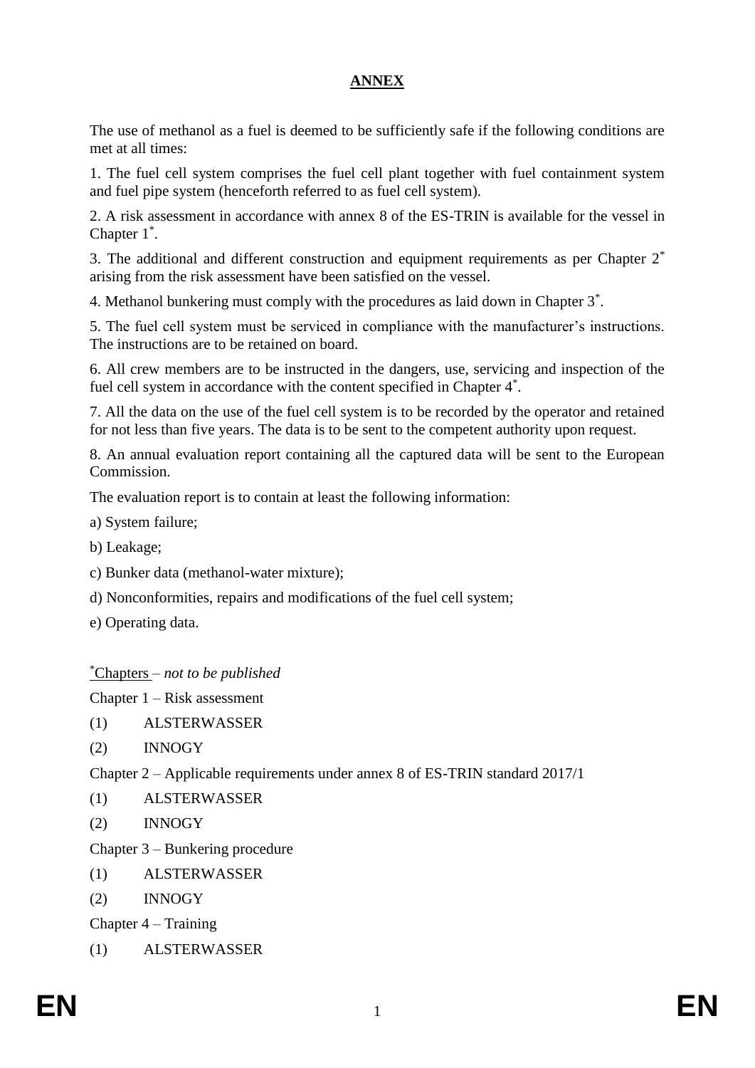# ANNEX

The use of methanol as a fuel is deemed to be sufficiently safe if the following conditions are met at all times:

1. The fuel cell system comprises the fuel cell plant together with fuel containment system and fuel pipe system (henceforth referred to as fuel cell system).

2. A risk assessment in accordance with annex 8 of the ES-TRIN is available for the vessel in Chapter 1*.

3. The additional and different construction and equipment requirements as per Chapter 2* arising from the risk assessment have been satisfied on the vessel.

4. Methanol bunkering must comply with the procedures as laid down in Chapter 3*.

5. The fuel cell system must be serviced in compliance with the manufacturer's instructions. The instructions are to be retained on board.

6. All crew members are to be instructed in the dangers, use, servicing and inspection of the fuel cell system in accordance with the content specified in Chapter 4*.

7. All the data on the use of the fuel cell system is to be recorded by the operator and retained for not less than five years. The data is to be sent to the competent authority upon request.

8. An annual evaluation report containing all the captured data will be sent to the European Commission.

The evaluation report is to contain at least the following information:

a) System failure;

b) Leakage;

c) Bunker data (methanol-water mixture);

d) Nonconformities, repairs and modifications of the fuel cell system;

e) Operating data.

*Chapters – *not to be published*

Chapter 1 – Risk assessment

(1) ALSTERWASSER

(2) INNOGY

Chapter 2 – Applicable requirements under annex 8 of ES-TRIN standard 2017/1

(1) ALSTERWASSER

(2) INNOGY

Chapter 3 – Bunkering procedure

(1) ALSTERWASSER

(2) INNOGY

Chapter 4 – Training

(1) ALSTERWASSER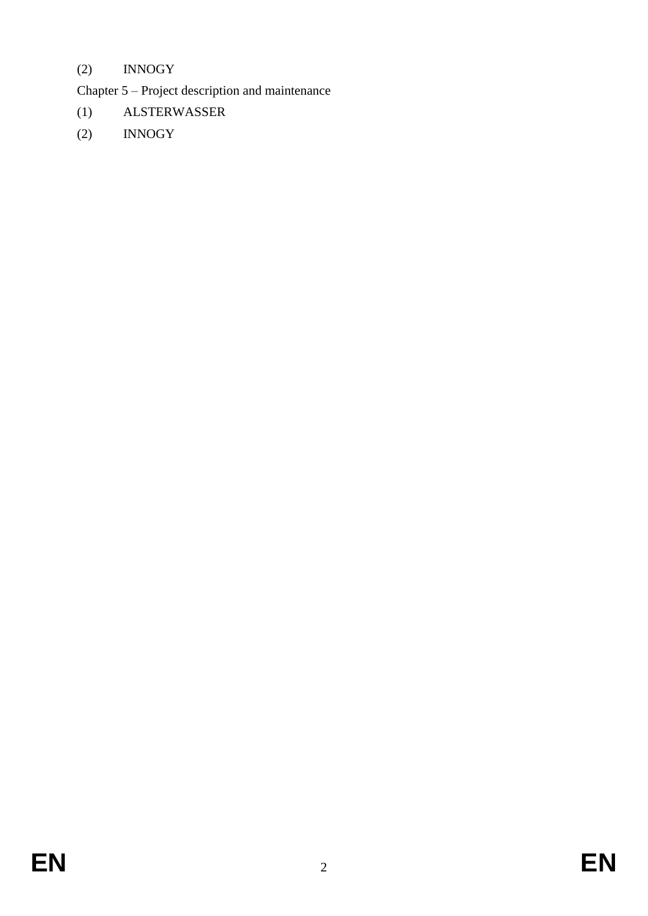(2) INNOGY

Chapter 5 – Project description and maintenance

(1) ALSTERWASSER

(2) INNOGY